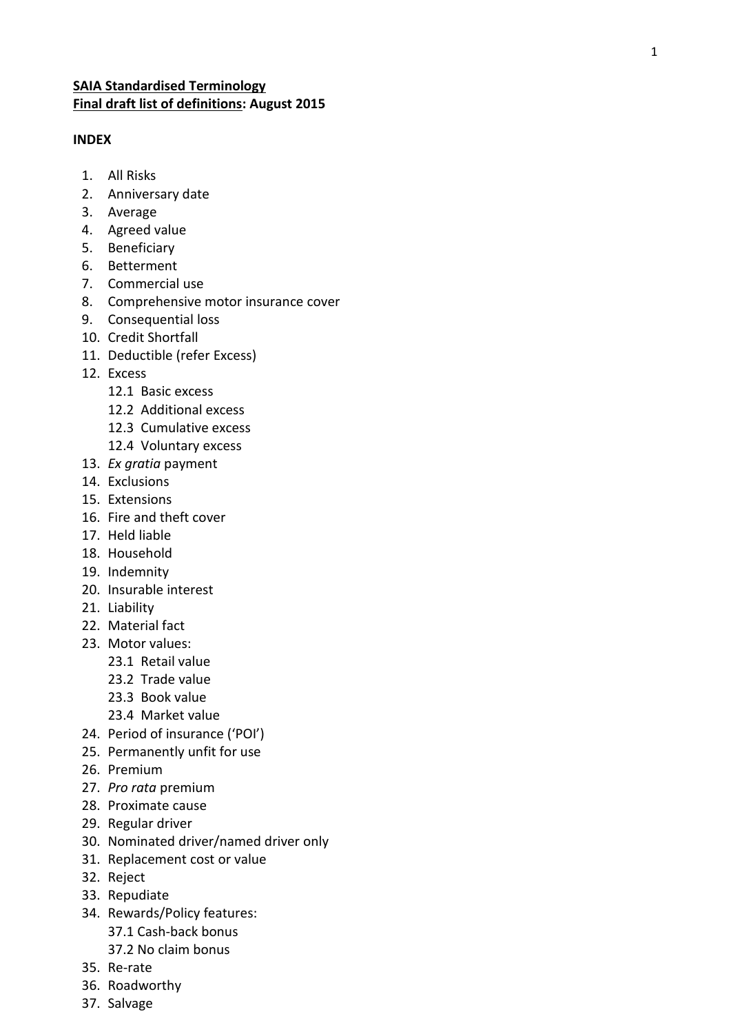**SAIA Standardised Terminology**
**Final draft list of definitions: August 2015**

**INDEX**

1. All Risks
2. Anniversary date
3. Average
4. Agreed value
5. Beneficiary
6. Betterment
7. Commercial use
8. Comprehensive motor insurance cover
9. Consequential loss
10. Credit Shortfall
11. Deductible (refer Excess)
12. Excess
    - 12.1 Basic excess
    - 12.2 Additional excess
    - 12.3 Cumulative excess
    - 12.4 Voluntary excess
13. *Ex gratia* payment
14. Exclusions
15. Extensions
16. Fire and theft cover
17. Held liable
18. Household
19. Indemnity
20. Insurable interest
21. Liability
22. Material fact
23. Motor values:
    - 23.1 Retail value
    - 23.2 Trade value
    - 23.3 Book value
    - 23.4 Market value
24. Period of insurance ('POI')
25. Permanently unfit for use
26. Premium
27. *Pro rata* premium
28. Proximate cause
29. Regular driver
30. Nominated driver/named driver only
31. Replacement cost or value
32. Reject
33. Repudiate
34. Rewards/Policy features:
    - 37.1 Cash-back bonus
    - 37.2 No claim bonus
35. Re-rate
36. Roadworthy
37. Salvage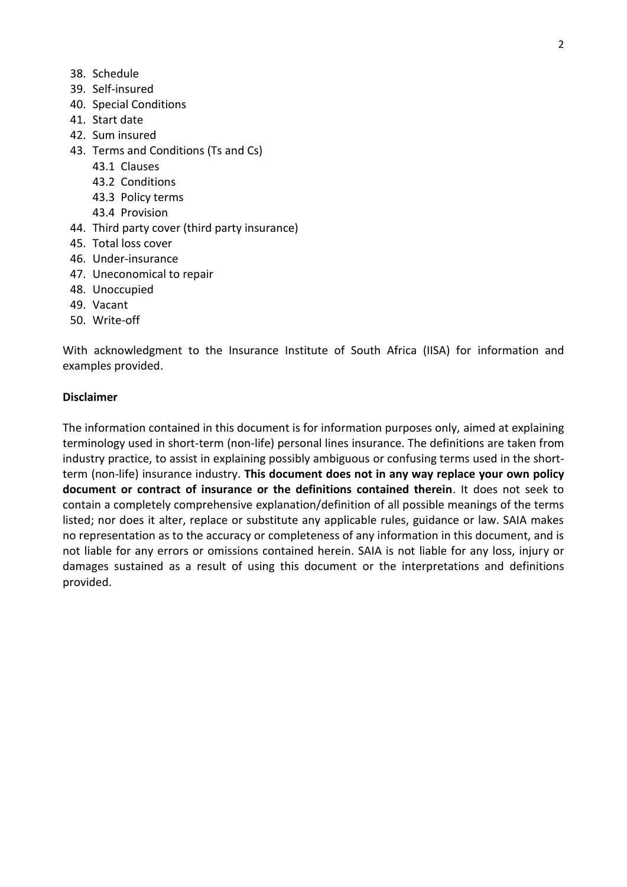38. Schedule
39. Self-insured
40. Special Conditions
41. Start date
42. Sum insured
43. Terms and Conditions (Ts and Cs)
    - 43.1 Clauses
    - 43.2 Conditions
    - 43.3 Policy terms
    - 43.4 Provision
44. Third party cover (third party insurance)
45. Total loss cover
46. Under-insurance
47. Uneconomical to repair
48. Unoccupied
49. Vacant
50. Write-off

With acknowledgment to the Insurance Institute of South Africa (IISA) for information and examples provided.

**Disclaimer**

The information contained in this document is for information purposes only, aimed at explaining terminology used in short-term (non-life) personal lines insurance. The definitions are taken from industry practice, to assist in explaining possibly ambiguous or confusing terms used in the short-term (non-life) insurance industry. **This document does not in any way replace your own policy document or contract of insurance or the definitions contained therein**. It does not seek to contain a completely comprehensive explanation/definition of all possible meanings of the terms listed; nor does it alter, replace or substitute any applicable rules, guidance or law. SAIA makes no representation as to the accuracy or completeness of any information in this document, and is not liable for any errors or omissions contained herein. SAIA is not liable for any loss, injury or damages sustained as a result of using this document or the interpretations and definitions provided.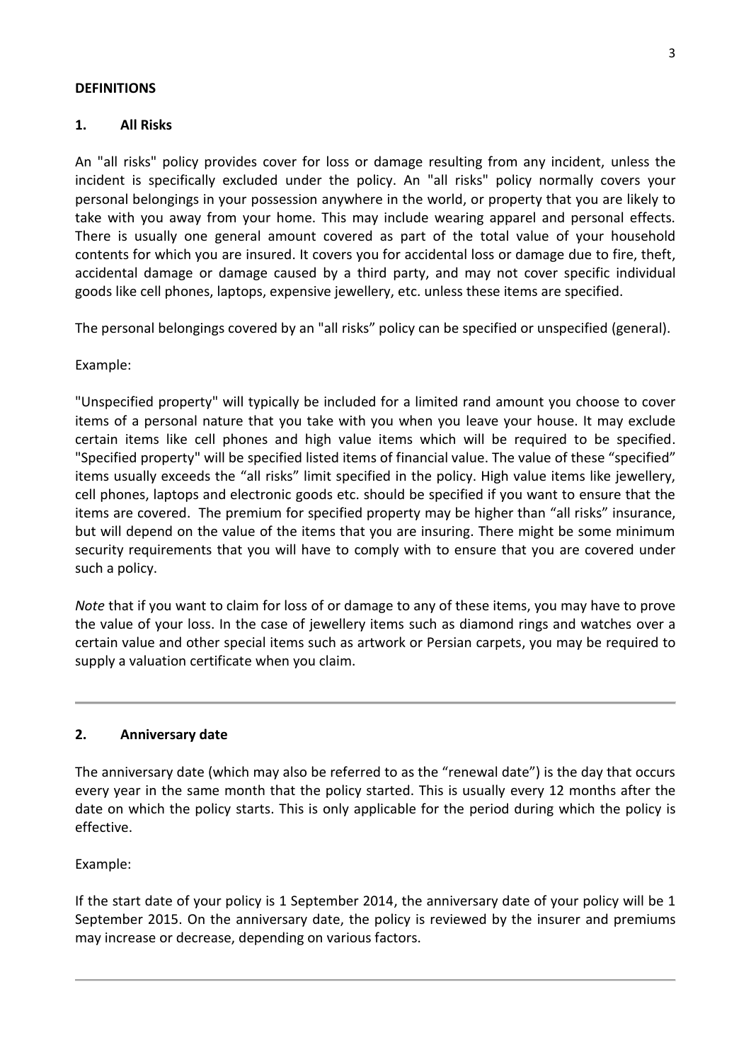**DEFINITIONS**

## 1. All Risks

An "all risks" policy provides cover for loss or damage resulting from any incident, unless the incident is specifically excluded under the policy. An "all risks" policy normally covers your personal belongings in your possession anywhere in the world, or property that you are likely to take with you away from your home. This may include wearing apparel and personal effects. There is usually one general amount covered as part of the total value of your household contents for which you are insured. It covers you for accidental loss or damage due to fire, theft, accidental damage or damage caused by a third party, and may not cover specific individual goods like cell phones, laptops, expensive jewellery, etc. unless these items are specified.

The personal belongings covered by an "all risks" policy can be specified or unspecified (general).

Example:

"Unspecified property" will typically be included for a limited rand amount you choose to cover items of a personal nature that you take with you when you leave your house. It may exclude certain items like cell phones and high value items which will be required to be specified. "Specified property" will be specified listed items of financial value. The value of these "specified" items usually exceeds the "all risks" limit specified in the policy. High value items like jewellery, cell phones, laptops and electronic goods etc. should be specified if you want to ensure that the items are covered. The premium for specified property may be higher than "all risks" insurance, but will depend on the value of the items that you are insuring. There might be some minimum security requirements that you will have to comply with to ensure that you are covered under such a policy.

*Note* that if you want to claim for loss of or damage to any of these items, you may have to prove the value of your loss. In the case of jewellery items such as diamond rings and watches over a certain value and other special items such as artwork or Persian carpets, you may be required to supply a valuation certificate when you claim.

---

## 2. Anniversary date

The anniversary date (which may also be referred to as the "renewal date") is the day that occurs every year in the same month that the policy started. This is usually every 12 months after the date on which the policy starts. This is only applicable for the period during which the policy is effective.

Example:

If the start date of your policy is 1 September 2014, the anniversary date of your policy will be 1 September 2015. On the anniversary date, the policy is reviewed by the insurer and premiums may increase or decrease, depending on various factors.

---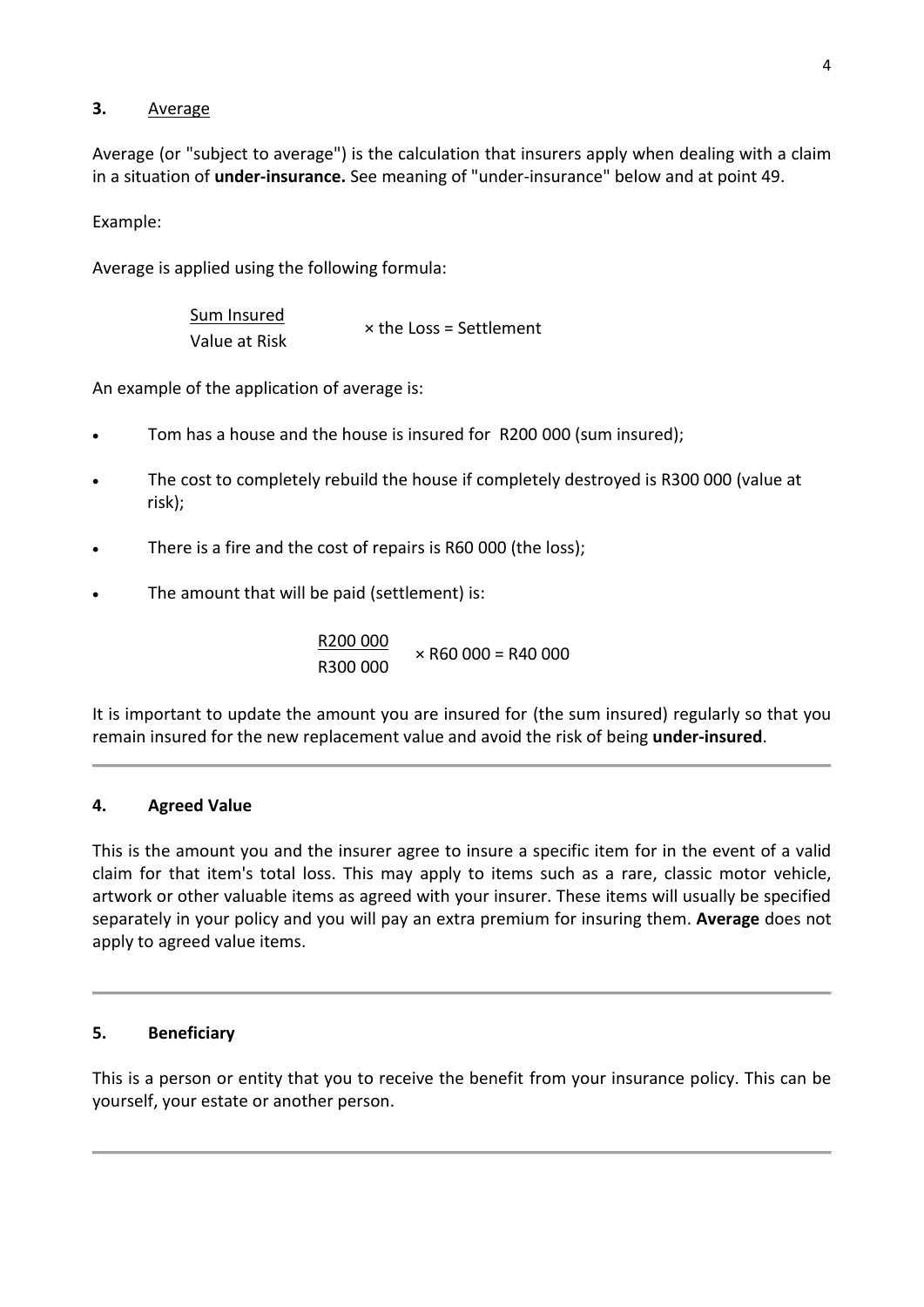### **3.** Average

Average (or "subject to average") is the calculation that insurers apply when dealing with a claim in a situation of **under-insurance.** See meaning of "under-insurance" below and at point 49.

Example:

Average is applied using the following formula:

$$\frac{\text{Sum Insured}}{\text{Value at Risk}} \times \text{the Loss} = \text{Settlement}$$

An example of the application of average is:

- Tom has a house and the house is insured for R200 000 (sum insured);
- The cost to completely rebuild the house if completely destroyed is R300 000 (value at risk);
- There is a fire and the cost of repairs is R60 000 (the loss);
- The amount that will be paid (settlement) is:

$$\frac{\text{R200 000}}{\text{R300 000}} \times \text{R60 000} = \text{R40 000}$$

It is important to update the amount you are insured for (the sum insured) regularly so that you remain insured for the new replacement value and avoid the risk of being **under-insured**.

---

### **4. Agreed Value**

This is the amount you and the insurer agree to insure a specific item for in the event of a valid claim for that item's total loss. This may apply to items such as a rare, classic motor vehicle, artwork or other valuable items as agreed with your insurer. These items will usually be specified separately in your policy and you will pay an extra premium for insuring them. **Average** does not apply to agreed value items.

---

### **5. Beneficiary**

This is a person or entity that you to receive the benefit from your insurance policy. This can be yourself, your estate or another person.

---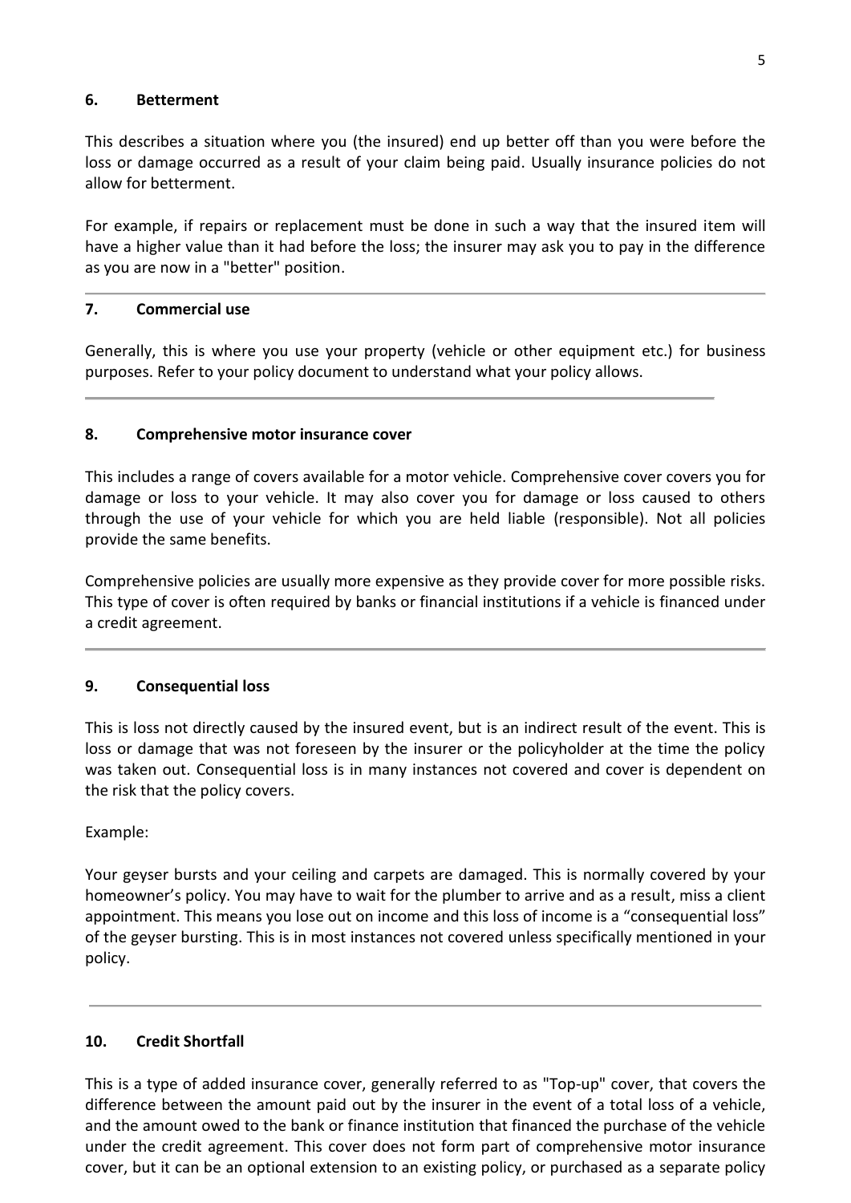## 6. Betterment

This describes a situation where you (the insured) end up better off than you were before the loss or damage occurred as a result of your claim being paid. Usually insurance policies do not allow for betterment.

For example, if repairs or replacement must be done in such a way that the insured item will have a higher value than it had before the loss; the insurer may ask you to pay in the difference as you are now in a "better" position.

---

## 7. Commercial use

Generally, this is where you use your property (vehicle or other equipment etc.) for business purposes. Refer to your policy document to understand what your policy allows.

---

## 8. Comprehensive motor insurance cover

This includes a range of covers available for a motor vehicle. Comprehensive cover covers you for damage or loss to your vehicle. It may also cover you for damage or loss caused to others through the use of your vehicle for which you are held liable (responsible). Not all policies provide the same benefits.

Comprehensive policies are usually more expensive as they provide cover for more possible risks. This type of cover is often required by banks or financial institutions if a vehicle is financed under a credit agreement.

---

## 9. Consequential loss

This is loss not directly caused by the insured event, but is an indirect result of the event. This is loss or damage that was not foreseen by the insurer or the policyholder at the time the policy was taken out. Consequential loss is in many instances not covered and cover is dependent on the risk that the policy covers.

Example:

Your geyser bursts and your ceiling and carpets are damaged. This is normally covered by your homeowner's policy. You may have to wait for the plumber to arrive and as a result, miss a client appointment. This means you lose out on income and this loss of income is a "consequential loss" of the geyser bursting. This is in most instances not covered unless specifically mentioned in your policy.

---

## 10. Credit Shortfall

This is a type of added insurance cover, generally referred to as "Top-up" cover, that covers the difference between the amount paid out by the insurer in the event of a total loss of a vehicle, and the amount owed to the bank or finance institution that financed the purchase of the vehicle under the credit agreement. This cover does not form part of comprehensive motor insurance cover, but it can be an optional extension to an existing policy, or purchased as a separate policy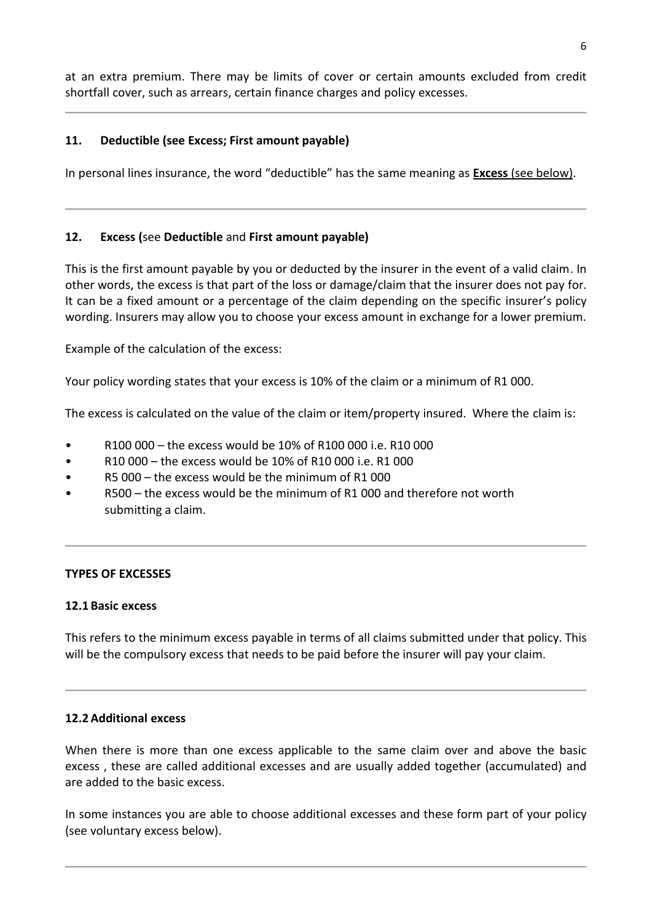at an extra premium. There may be limits of cover or certain amounts excluded from credit shortfall cover, such as arrears, certain finance charges and policy excesses.

---

### 11. Deductible (see Excess; First amount payable)

In personal lines insurance, the word "deductible" has the same meaning as **Excess** (see below).

---

### 12. Excess (see **Deductible** and **First amount payable**)

This is the first amount payable by you or deducted by the insurer in the event of a valid claim. In other words, the excess is that part of the loss or damage/claim that the insurer does not pay for. It can be a fixed amount or a percentage of the claim depending on the specific insurer's policy wording. Insurers may allow you to choose your excess amount in exchange for a lower premium.

Example of the calculation of the excess:

Your policy wording states that your excess is 10% of the claim or a minimum of R1 000.

The excess is calculated on the value of the claim or item/property insured. Where the claim is:

- R100 000 – the excess would be 10% of R100 000 i.e. R10 000
- R10 000 – the excess would be 10% of R10 000 i.e. R1 000
- R5 000 – the excess would be the minimum of R1 000
- R500 – the excess would be the minimum of R1 000 and therefore not worth submitting a claim.

---

### TYPES OF EXCESSES

#### 12.1 Basic excess

This refers to the minimum excess payable in terms of all claims submitted under that policy. This will be the compulsory excess that needs to be paid before the insurer will pay your claim.

---

#### 12.2 Additional excess

When there is more than one excess applicable to the same claim over and above the basic excess , these are called additional excesses and are usually added together (accumulated) and are added to the basic excess.

In some instances you are able to choose additional excesses and these form part of your policy (see voluntary excess below).

---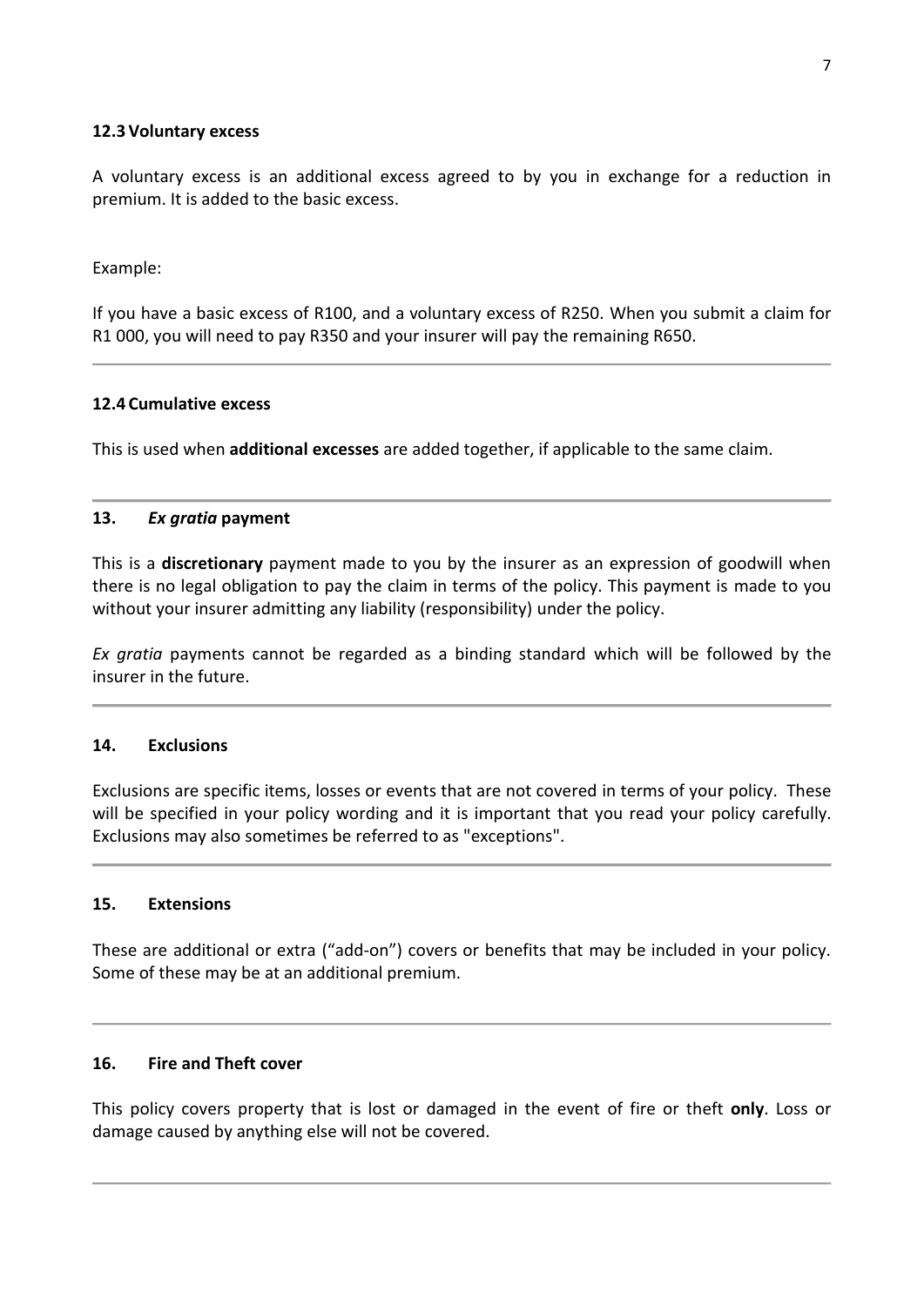### 12.3 Voluntary excess

A voluntary excess is an additional excess agreed to by you in exchange for a reduction in premium. It is added to the basic excess.

Example:

If you have a basic excess of R100, and a voluntary excess of R250. When you submit a claim for R1 000, you will need to pay R350 and your insurer will pay the remaining R650.

---

### 12.4 Cumulative excess

This is used when **additional excesses** are added together, if applicable to the same claim.

---

## 13. *Ex gratia* payment

This is a **discretionary** payment made to you by the insurer as an expression of goodwill when there is no legal obligation to pay the claim in terms of the policy. This payment is made to you without your insurer admitting any liability (responsibility) under the policy.

*Ex gratia* payments cannot be regarded as a binding standard which will be followed by the insurer in the future.

---

## 14. Exclusions

Exclusions are specific items, losses or events that are not covered in terms of your policy. These will be specified in your policy wording and it is important that you read your policy carefully. Exclusions may also sometimes be referred to as "exceptions".

---

## 15. Extensions

These are additional or extra ("add-on") covers or benefits that may be included in your policy. Some of these may be at an additional premium.

---

## 16. Fire and Theft cover

This policy covers property that is lost or damaged in the event of fire or theft **only**. Loss or damage caused by anything else will not be covered.

---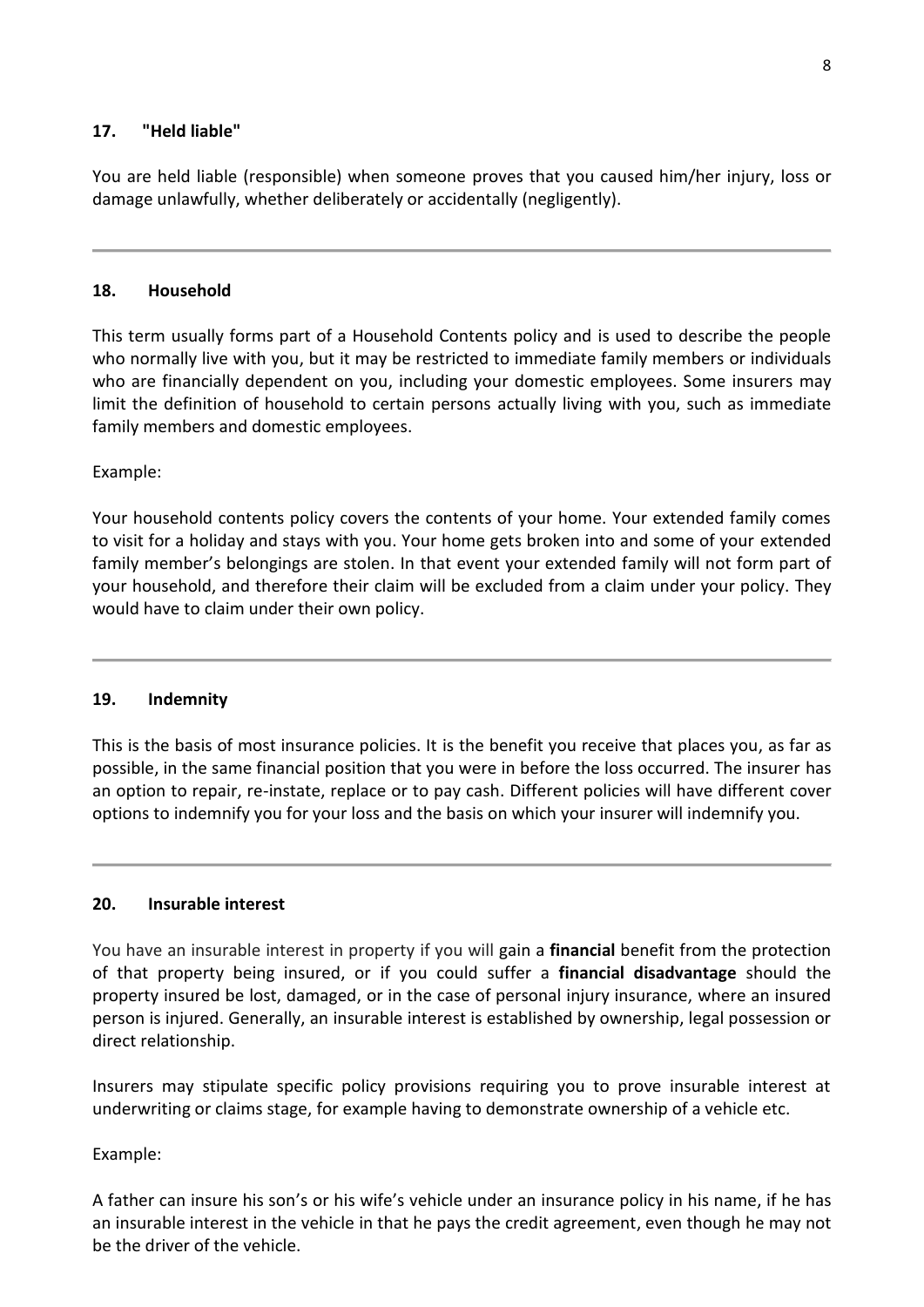### 17. "Held liable"

You are held liable (responsible) when someone proves that you caused him/her injury, loss or damage unlawfully, whether deliberately or accidentally (negligently).

---

### 18. Household

This term usually forms part of a Household Contents policy and is used to describe the people who normally live with you, but it may be restricted to immediate family members or individuals who are financially dependent on you, including your domestic employees. Some insurers may limit the definition of household to certain persons actually living with you, such as immediate family members and domestic employees.

Example:

Your household contents policy covers the contents of your home. Your extended family comes to visit for a holiday and stays with you. Your home gets broken into and some of your extended family member's belongings are stolen. In that event your extended family will not form part of your household, and therefore their claim will be excluded from a claim under your policy. They would have to claim under their own policy.

---

### 19. Indemnity

This is the basis of most insurance policies. It is the benefit you receive that places you, as far as possible, in the same financial position that you were in before the loss occurred. The insurer has an option to repair, re-instate, replace or to pay cash. Different policies will have different cover options to indemnify you for your loss and the basis on which your insurer will indemnify you.

---

### 20. Insurable interest

You have an insurable interest in property if you will gain a **financial** benefit from the protection of that property being insured, or if you could suffer a **financial disadvantage** should the property insured be lost, damaged, or in the case of personal injury insurance, where an insured person is injured. Generally, an insurable interest is established by ownership, legal possession or direct relationship.

Insurers may stipulate specific policy provisions requiring you to prove insurable interest at underwriting or claims stage, for example having to demonstrate ownership of a vehicle etc.

Example:

A father can insure his son's or his wife's vehicle under an insurance policy in his name, if he has an insurable interest in the vehicle in that he pays the credit agreement, even though he may not be the driver of the vehicle.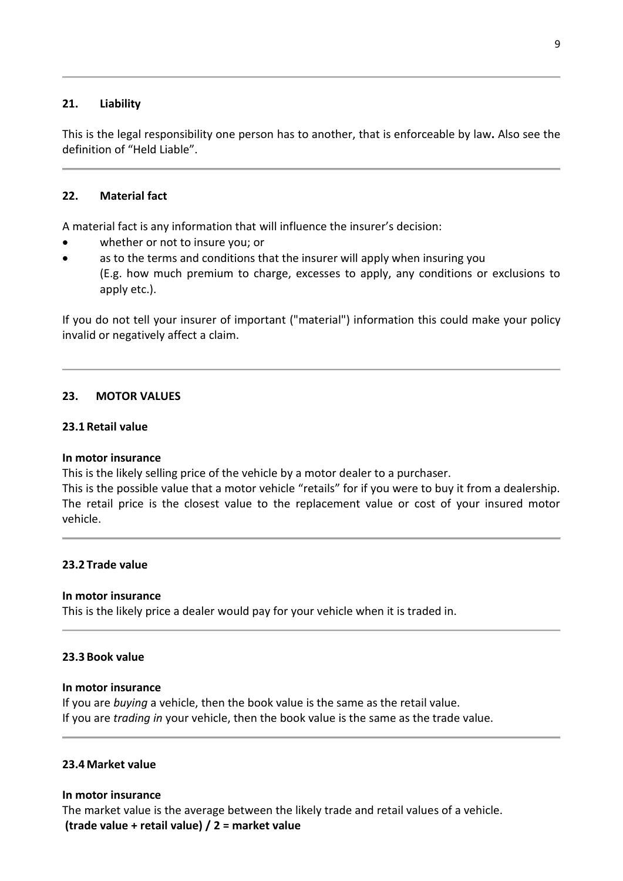## 21. Liability

This is the legal responsibility one person has to another, that is enforceable by law**.** Also see the definition of "Held Liable".

## 22. Material fact

A material fact is any information that will influence the insurer's decision:

- whether or not to insure you; or
- as to the terms and conditions that the insurer will apply when insuring you (E.g. how much premium to charge, excesses to apply, any conditions or exclusions to apply etc.).

If you do not tell your insurer of important ("material") information this could make your policy invalid or negatively affect a claim.

## 23. MOTOR VALUES

### 23.1 Retail value

**In motor insurance**

This is the likely selling price of the vehicle by a motor dealer to a purchaser.

This is the possible value that a motor vehicle "retails" for if you were to buy it from a dealership. The retail price is the closest value to the replacement value or cost of your insured motor vehicle.

### 23.2 Trade value

**In motor insurance**

This is the likely price a dealer would pay for your vehicle when it is traded in.

### 23.3 Book value

**In motor insurance**

If you are *buying* a vehicle, then the book value is the same as the retail value.

If you are *trading in* your vehicle, then the book value is the same as the trade value.

### 23.4 Market value

**In motor insurance**

The market value is the average between the likely trade and retail values of a vehicle.

**(trade value + retail value) / 2 = market value**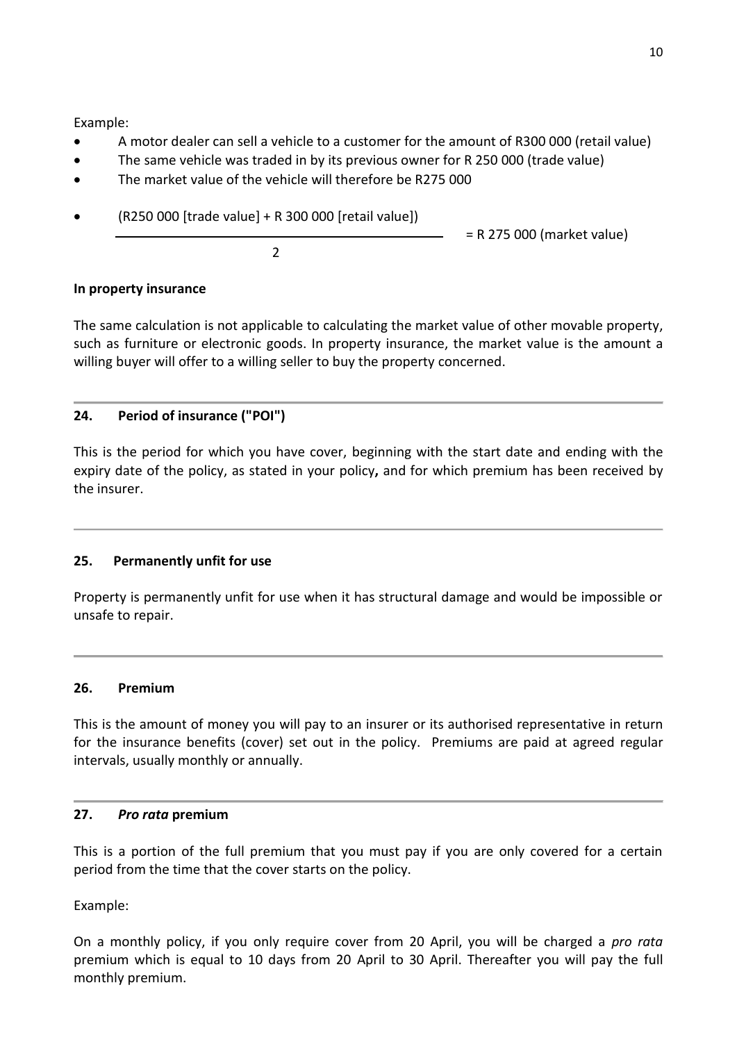Example:

- A motor dealer can sell a vehicle to a customer for the amount of R300 000 (retail value)
- The same vehicle was traded in by its previous owner for R 250 000 (trade value)
- The market value of the vehicle will therefore be R275 000
- $\dfrac{\text{(R250 000 [trade value] + R 300 000 [retail value])}}{2}$ = R 275 000 (market value)

**In property insurance**

The same calculation is not applicable to calculating the market value of other movable property, such as furniture or electronic goods. In property insurance, the market value is the amount a willing buyer will offer to a willing seller to buy the property concerned.

---

### 24. Period of insurance ("POI")

This is the period for which you have cover, beginning with the start date and ending with the expiry date of the policy, as stated in your policy**,** and for which premium has been received by the insurer.

---

### 25. Permanently unfit for use

Property is permanently unfit for use when it has structural damage and would be impossible or unsafe to repair.

---

### 26. Premium

This is the amount of money you will pay to an insurer or its authorised representative in return for the insurance benefits (cover) set out in the policy. Premiums are paid at agreed regular intervals, usually monthly or annually.

---

### 27. *Pro rata* premium

This is a portion of the full premium that you must pay if you are only covered for a certain period from the time that the cover starts on the policy.

Example:

On a monthly policy, if you only require cover from 20 April, you will be charged a *pro rata* premium which is equal to 10 days from 20 April to 30 April. Thereafter you will pay the full monthly premium.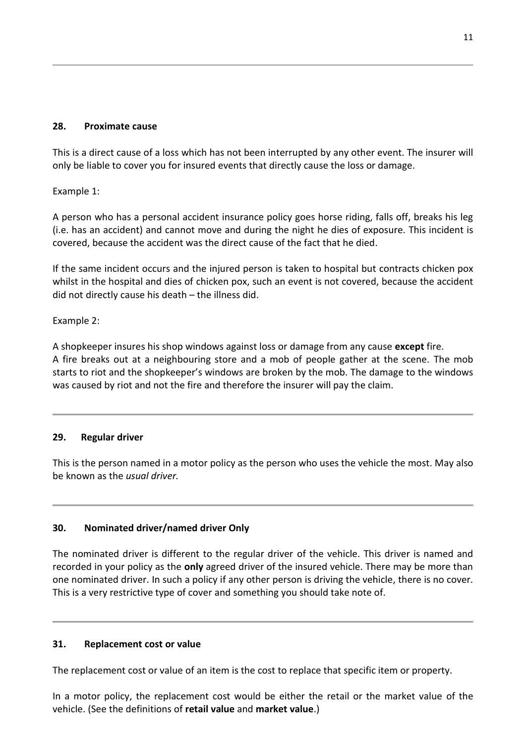### 28. Proximate cause

This is a direct cause of a loss which has not been interrupted by any other event. The insurer will only be liable to cover you for insured events that directly cause the loss or damage.

Example 1:

A person who has a personal accident insurance policy goes horse riding, falls off, breaks his leg (i.e. has an accident) and cannot move and during the night he dies of exposure. This incident is covered, because the accident was the direct cause of the fact that he died.

If the same incident occurs and the injured person is taken to hospital but contracts chicken pox whilst in the hospital and dies of chicken pox, such an event is not covered, because the accident did not directly cause his death – the illness did.

Example 2:

A shopkeeper insures his shop windows against loss or damage from any cause **except** fire.
A fire breaks out at a neighbouring store and a mob of people gather at the scene. The mob starts to riot and the shopkeeper's windows are broken by the mob. The damage to the windows was caused by riot and not the fire and therefore the insurer will pay the claim.

---

### 29. Regular driver

This is the person named in a motor policy as the person who uses the vehicle the most. May also be known as the *usual driver.*

---

### 30. Nominated driver/named driver Only

The nominated driver is different to the regular driver of the vehicle. This driver is named and recorded in your policy as the **only** agreed driver of the insured vehicle. There may be more than one nominated driver. In such a policy if any other person is driving the vehicle, there is no cover. This is a very restrictive type of cover and something you should take note of.

---

### 31. Replacement cost or value

The replacement cost or value of an item is the cost to replace that specific item or property.

In a motor policy, the replacement cost would be either the retail or the market value of the vehicle. (See the definitions of **retail value** and **market value**.)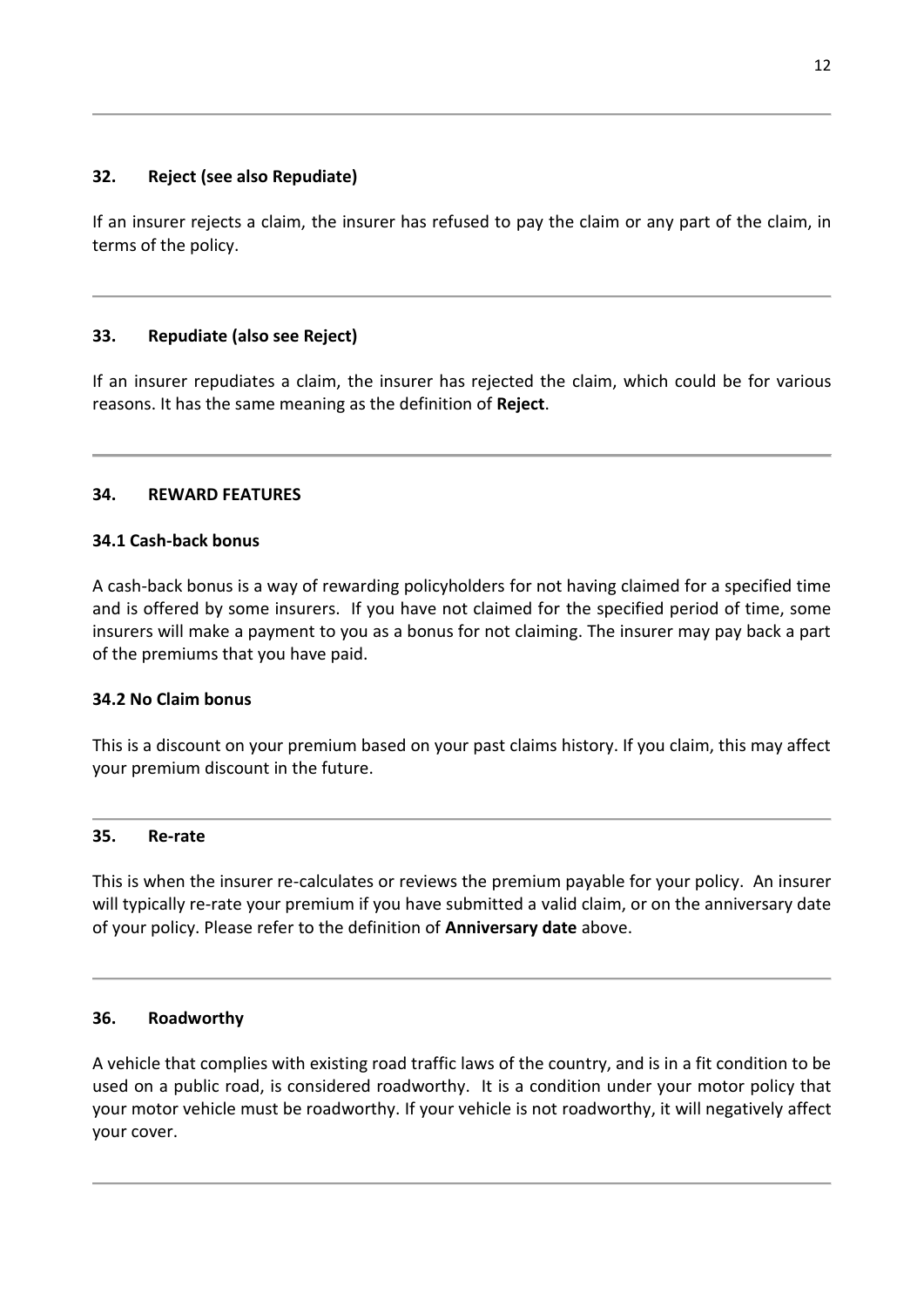### 32. Reject (see also Repudiate)

If an insurer rejects a claim, the insurer has refused to pay the claim or any part of the claim, in terms of the policy.

---

### 33. Repudiate (also see Reject)

If an insurer repudiates a claim, the insurer has rejected the claim, which could be for various reasons. It has the same meaning as the definition of **Reject**.

---

### 34. REWARD FEATURES

#### 34.1 Cash-back bonus

A cash-back bonus is a way of rewarding policyholders for not having claimed for a specified time and is offered by some insurers. If you have not claimed for the specified period of time, some insurers will make a payment to you as a bonus for not claiming. The insurer may pay back a part of the premiums that you have paid.

#### 34.2 No Claim bonus

This is a discount on your premium based on your past claims history. If you claim, this may affect your premium discount in the future.

---

### 35. Re-rate

This is when the insurer re-calculates or reviews the premium payable for your policy. An insurer will typically re-rate your premium if you have submitted a valid claim, or on the anniversary date of your policy. Please refer to the definition of **Anniversary date** above.

---

### 36. Roadworthy

A vehicle that complies with existing road traffic laws of the country, and is in a fit condition to be used on a public road, is considered roadworthy. It is a condition under your motor policy that your motor vehicle must be roadworthy. If your vehicle is not roadworthy, it will negatively affect your cover.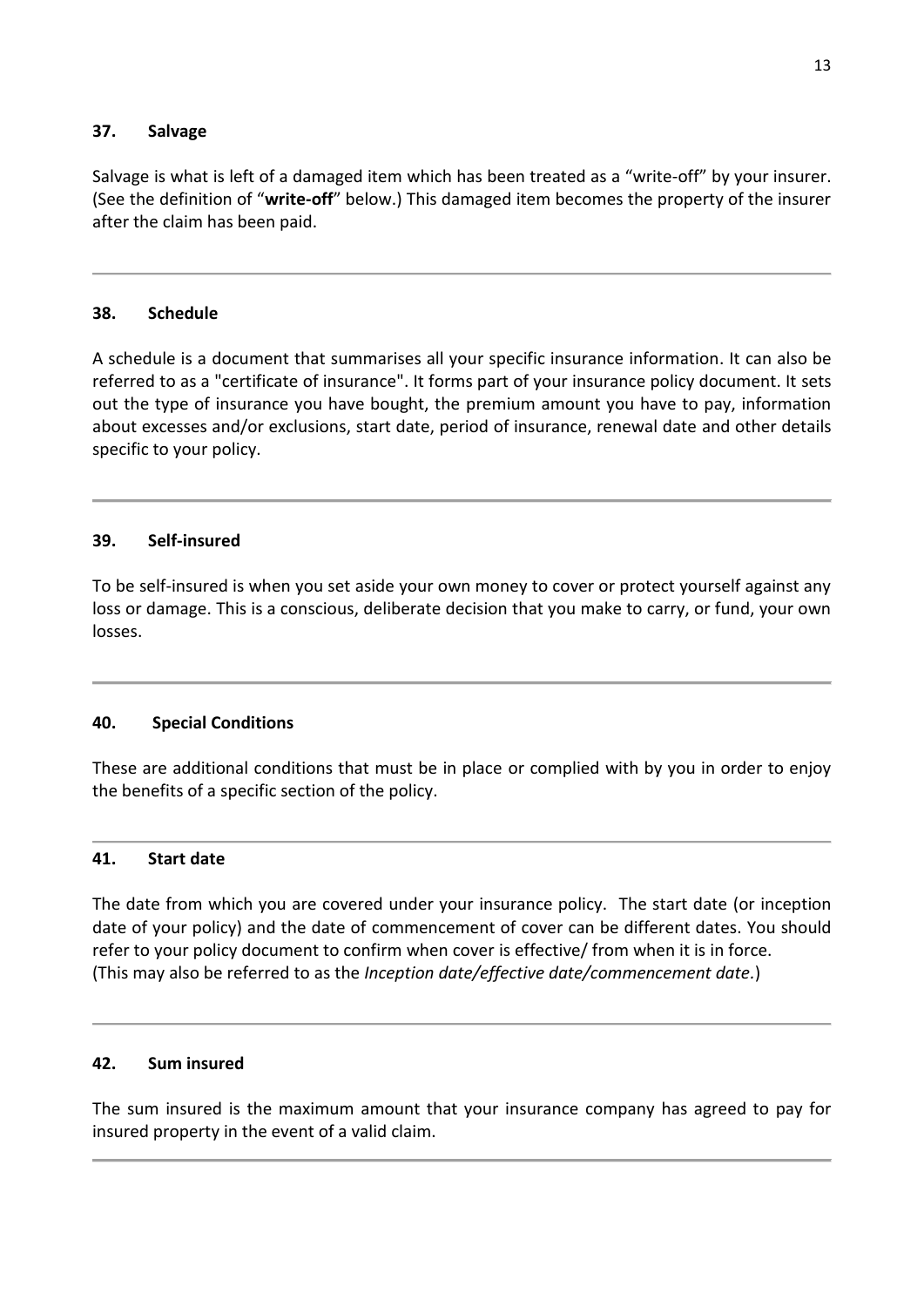### 37. Salvage

Salvage is what is left of a damaged item which has been treated as a "write-off" by your insurer. (See the definition of "**write-off**" below.) This damaged item becomes the property of the insurer after the claim has been paid.

---

### 38. Schedule

A schedule is a document that summarises all your specific insurance information. It can also be referred to as a "certificate of insurance". It forms part of your insurance policy document. It sets out the type of insurance you have bought, the premium amount you have to pay, information about excesses and/or exclusions, start date, period of insurance, renewal date and other details specific to your policy.

---

### 39. Self-insured

To be self-insured is when you set aside your own money to cover or protect yourself against any loss or damage. This is a conscious, deliberate decision that you make to carry, or fund, your own losses.

---

### 40. Special Conditions

These are additional conditions that must be in place or complied with by you in order to enjoy the benefits of a specific section of the policy.

---

### 41. Start date

The date from which you are covered under your insurance policy. The start date (or inception date of your policy) and the date of commencement of cover can be different dates. You should refer to your policy document to confirm when cover is effective/ from when it is in force.
(This may also be referred to as the *Inception date/effective date/commencement date.*)

---

### 42. Sum insured

The sum insured is the maximum amount that your insurance company has agreed to pay for insured property in the event of a valid claim.

---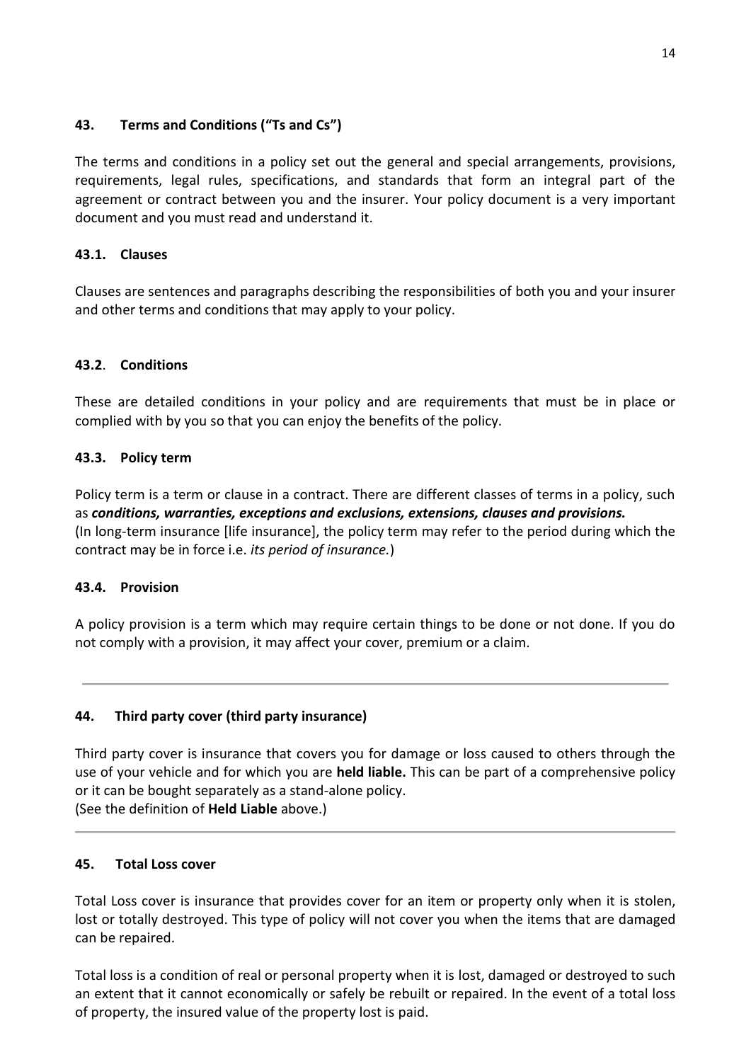## 43. Terms and Conditions ("Ts and Cs")

The terms and conditions in a policy set out the general and special arrangements, provisions, requirements, legal rules, specifications, and standards that form an integral part of the agreement or contract between you and the insurer. Your policy document is a very important document and you must read and understand it.

### 43.1. Clauses

Clauses are sentences and paragraphs describing the responsibilities of both you and your insurer and other terms and conditions that may apply to your policy.

### 43.2. Conditions

These are detailed conditions in your policy and are requirements that must be in place or complied with by you so that you can enjoy the benefits of the policy.

### 43.3. Policy term

Policy term is a term or clause in a contract. There are different classes of terms in a policy, such as ***conditions, warranties, exceptions and exclusions, extensions, clauses and provisions.***
(In long-term insurance [life insurance], the policy term may refer to the period during which the contract may be in force i.e. *its period of insurance.*)

### 43.4. Provision

A policy provision is a term which may require certain things to be done or not done. If you do not comply with a provision, it may affect your cover, premium or a claim.

---

## 44. Third party cover (third party insurance)

Third party cover is insurance that covers you for damage or loss caused to others through the use of your vehicle and for which you are **held liable.** This can be part of a comprehensive policy or it can be bought separately as a stand-alone policy.
(See the definition of **Held Liable** above.)

---

## 45. Total Loss cover

Total Loss cover is insurance that provides cover for an item or property only when it is stolen, lost or totally destroyed. This type of policy will not cover you when the items that are damaged can be repaired.

Total loss is a condition of real or personal property when it is lost, damaged or destroyed to such an extent that it cannot economically or safely be rebuilt or repaired. In the event of a total loss of property, the insured value of the property lost is paid.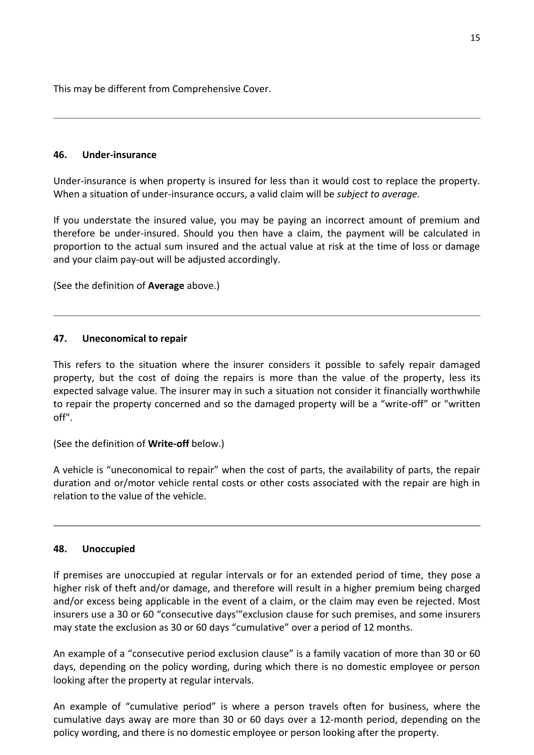This may be different from Comprehensive Cover.

---

### 46. Under-insurance

Under-insurance is when property is insured for less than it would cost to replace the property. When a situation of under-insurance occurs, a valid claim will be *subject to average.*

If you understate the insured value, you may be paying an incorrect amount of premium and therefore be under-insured. Should you then have a claim, the payment will be calculated in proportion to the actual sum insured and the actual value at risk at the time of loss or damage and your claim pay-out will be adjusted accordingly.

(See the definition of **Average** above.)

---

### 47. Uneconomical to repair

This refers to the situation where the insurer considers it possible to safely repair damaged property, but the cost of doing the repairs is more than the value of the property, less its expected salvage value. The insurer may in such a situation not consider it financially worthwhile to repair the property concerned and so the damaged property will be a "write-off" or "written off".

(See the definition of **Write-off** below.)

A vehicle is "uneconomical to repair" when the cost of parts, the availability of parts, the repair duration and or/motor vehicle rental costs or other costs associated with the repair are high in relation to the value of the vehicle.

---

### 48. Unoccupied

If premises are unoccupied at regular intervals or for an extended period of time, they pose a higher risk of theft and/or damage, and therefore will result in a higher premium being charged and/or excess being applicable in the event of a claim, or the claim may even be rejected. Most insurers use a 30 or 60 "consecutive days'"exclusion clause for such premises, and some insurers may state the exclusion as 30 or 60 days "cumulative" over a period of 12 months.

An example of a "consecutive period exclusion clause" is a family vacation of more than 30 or 60 days, depending on the policy wording, during which there is no domestic employee or person looking after the property at regular intervals.

An example of "cumulative period" is where a person travels often for business, where the cumulative days away are more than 30 or 60 days over a 12-month period, depending on the policy wording, and there is no domestic employee or person looking after the property.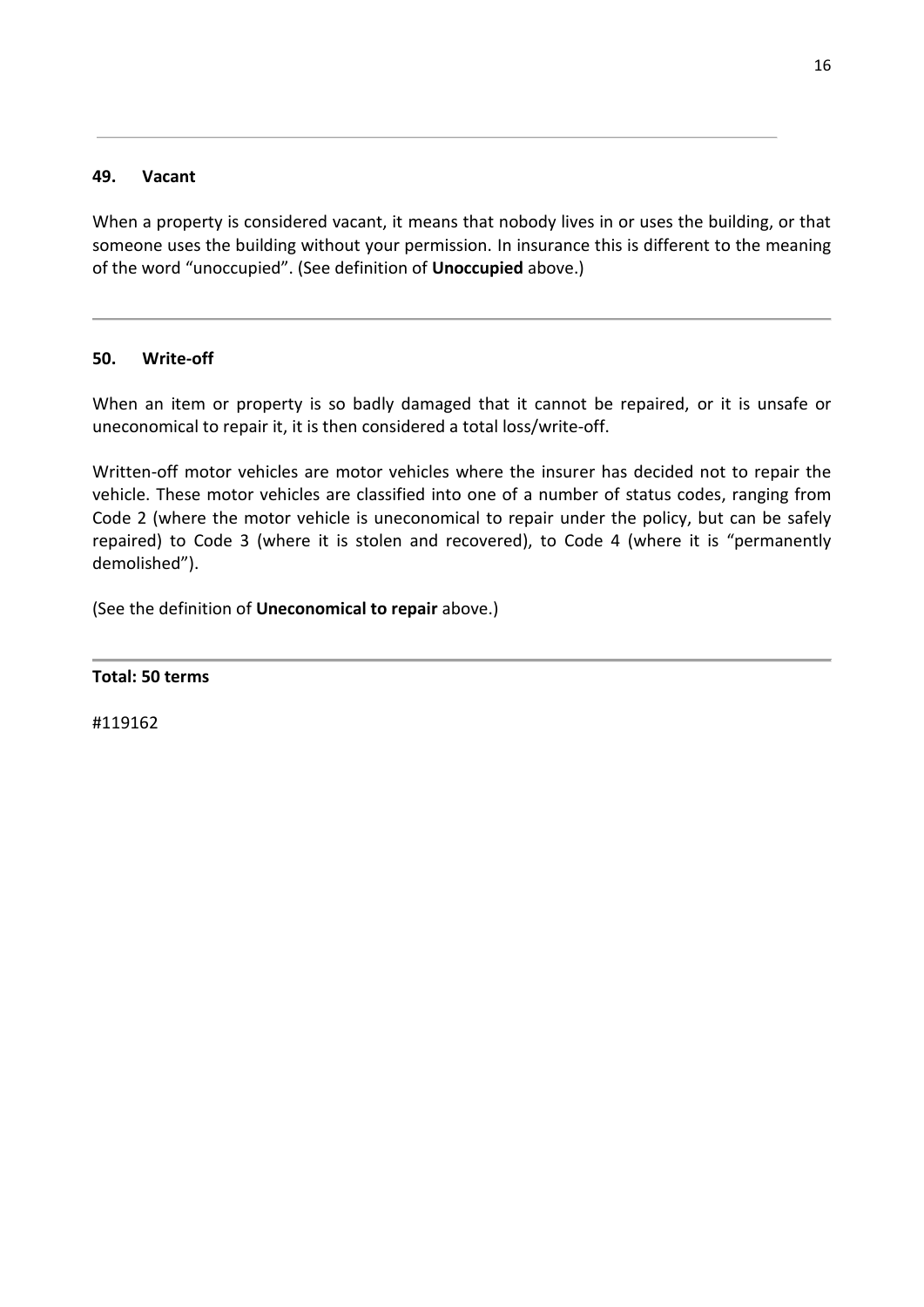### 49. Vacant

When a property is considered vacant, it means that nobody lives in or uses the building, or that someone uses the building without your permission. In insurance this is different to the meaning of the word "unoccupied". (See definition of **Unoccupied** above.)

---

### 50. Write-off

When an item or property is so badly damaged that it cannot be repaired, or it is unsafe or uneconomical to repair it, it is then considered a total loss/write-off.

Written-off motor vehicles are motor vehicles where the insurer has decided not to repair the vehicle. These motor vehicles are classified into one of a number of status codes, ranging from Code 2 (where the motor vehicle is uneconomical to repair under the policy, but can be safely repaired) to Code 3 (where it is stolen and recovered), to Code 4 (where it is "permanently demolished").

(See the definition of **Uneconomical to repair** above.)

---

**Total: 50 terms**

#119162